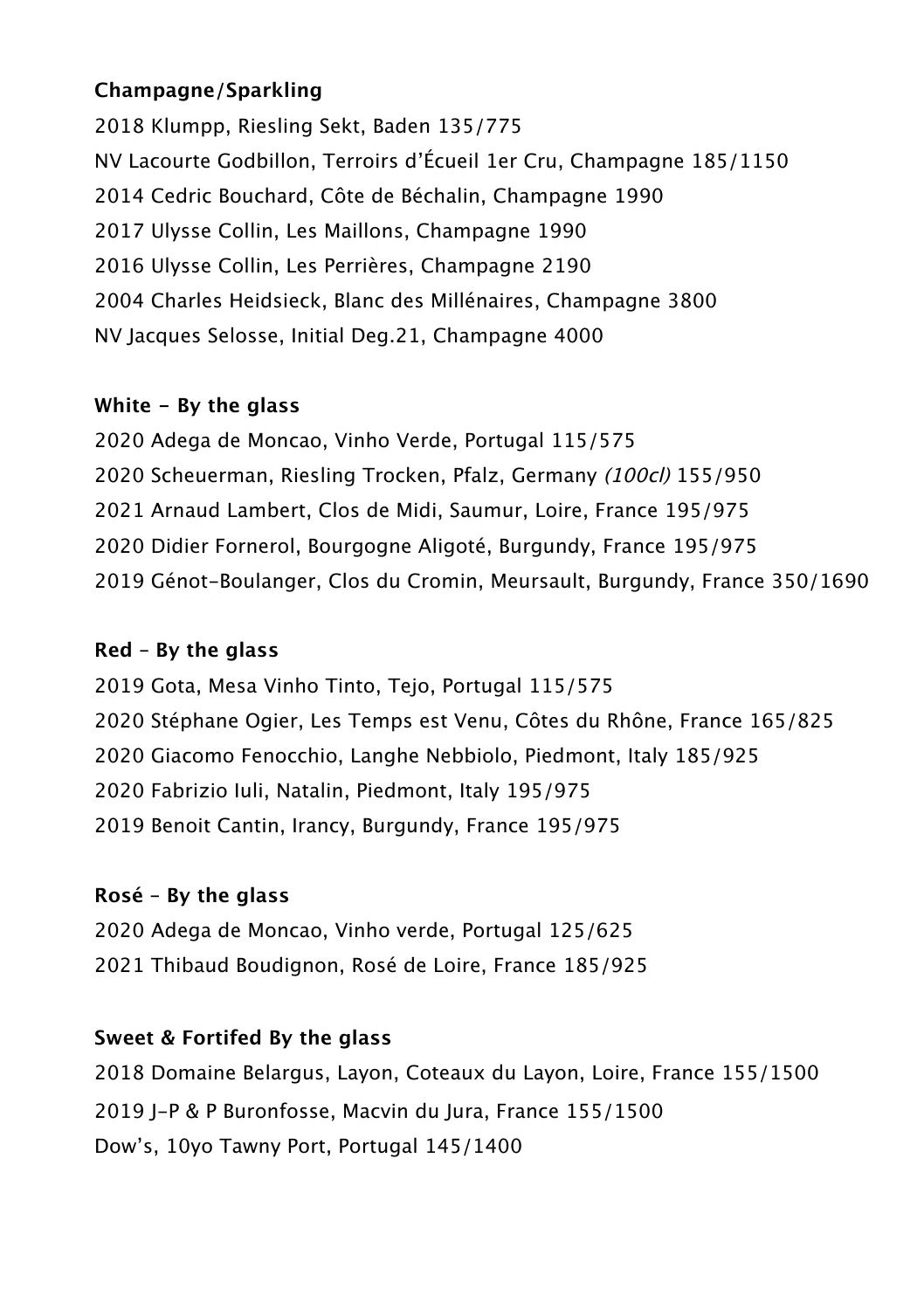**Champagne/Sparkling**

2018 Klumpp, Riesling Sekt, Baden 135/775

NV Lacourte Godbillon, Terroirs d'Écueil 1er Cru, Champagne 185/1150

2014 Cedric Bouchard, Côte de Béchalin, Champagne 1990

2017 Ulysse Collin, Les Maillons, Champagne 1990

2016 Ulysse Collin, Les Perrières, Champagne 2190

2004 Charles Heidsieck, Blanc des Millénaires, Champagne 3800

NV Jacques Selosse, Initial Deg.21, Champagne 4000

**White - By the glass**

2020 Adega de Moncao, Vinho Verde, Portugal 115/575

2020 Scheuerman, Riesling Trocken, Pfalz, Germany *(100cl)* 155/950

2021 Arnaud Lambert, Clos de Midi, Saumur, Loire, France 195/975

2020 Didier Fornerol, Bourgogne Aligoté, Burgundy, France 195/975

2019 Génot-Boulanger, Clos du Cromin, Meursault, Burgundy, France 350/1690

**Red – By the glass**

2019 Gota, Mesa Vinho Tinto, Tejo, Portugal 115/575

2020 Stéphane Ogier, Les Temps est Venu, Côtes du Rhône, France 165/825

2020 Giacomo Fenocchio, Langhe Nebbiolo, Piedmont, Italy 185/925

2020 Fabrizio Iuli, Natalin, Piedmont, Italy 195/975

2019 Benoit Cantin, Irancy, Burgundy, France 195/975

**Rosé – By the glass**

2020 Adega de Moncao, Vinho verde, Portugal 125/625

2021 Thibaud Boudignon, Rosé de Loire, France 185/925

**Sweet & Fortifed By the glass**

2018 Domaine Belargus, Layon, Coteaux du Layon, Loire, France 155/1500

2019 J-P & P Buronfosse, Macvin du Jura, France 155/1500

Dow's, 10yo Tawny Port, Portugal 145/1400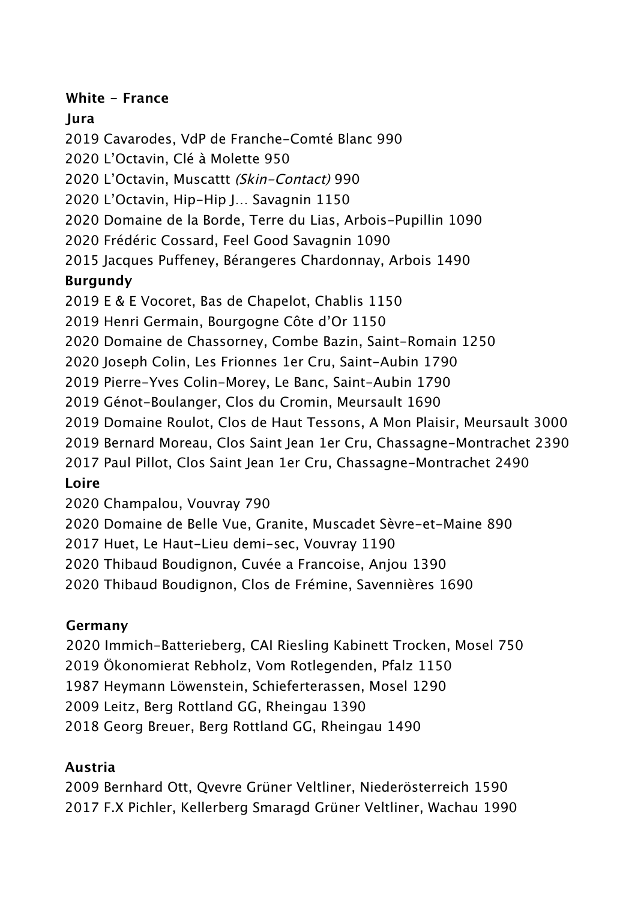**White - France**

**Jura**

2019 Cavarodes, VdP de Franche-Comté Blanc 990

2020 L'Octavin, Clé à Molette 950

2020 L'Octavin, Muscattt *(Skin-Contact)* 990

2020 L'Octavin, Hip-Hip J… Savagnin 1150

2020 Domaine de la Borde, Terre du Lias, Arbois-Pupillin 1090

2020 Frédéric Cossard, Feel Good Savagnin 1090

2015 Jacques Puffeney, Bérangeres Chardonnay, Arbois 1490

**Burgundy**

2019 E & E Vocoret, Bas de Chapelot, Chablis 1150

2019 Henri Germain, Bourgogne Côte d'Or 1150

2020 Domaine de Chassorney, Combe Bazin, Saint-Romain 1250

2020 Joseph Colin, Les Frionnes 1er Cru, Saint-Aubin 1790

2019 Pierre-Yves Colin-Morey, Le Banc, Saint-Aubin 1790

2019 Génot-Boulanger, Clos du Cromin, Meursault 1690

2019 Domaine Roulot, Clos de Haut Tessons, A Mon Plaisir, Meursault 3000

2019 Bernard Moreau, Clos Saint Jean 1er Cru, Chassagne-Montrachet 2390

2017 Paul Pillot, Clos Saint Jean 1er Cru, Chassagne-Montrachet 2490

**Loire**

2020 Champalou, Vouvray 790

2020 Domaine de Belle Vue, Granite, Muscadet Sèvre-et-Maine 890

2017 Huet, Le Haut-Lieu demi-sec, Vouvray 1190

2020 Thibaud Boudignon, Cuvée a Francoise, Anjou 1390

2020 Thibaud Boudignon, Clos de Frémine, Savennières 1690

**Germany**

2020 Immich-Batterieberg, CAI Riesling Kabinett Trocken, Mosel 750

2019 Ökonomierat Rebholz, Vom Rotlegenden, Pfalz 1150

1987 Heymann Löwenstein, Schieferterassen, Mosel 1290

2009 Leitz, Berg Rottland GG, Rheingau 1390

2018 Georg Breuer, Berg Rottland GG, Rheingau 1490

**Austria**

2009 Bernhard Ott, Qvevre Grüner Veltliner, Niederösterreich 1590

2017 F.X Pichler, Kellerberg Smaragd Grüner Veltliner, Wachau 1990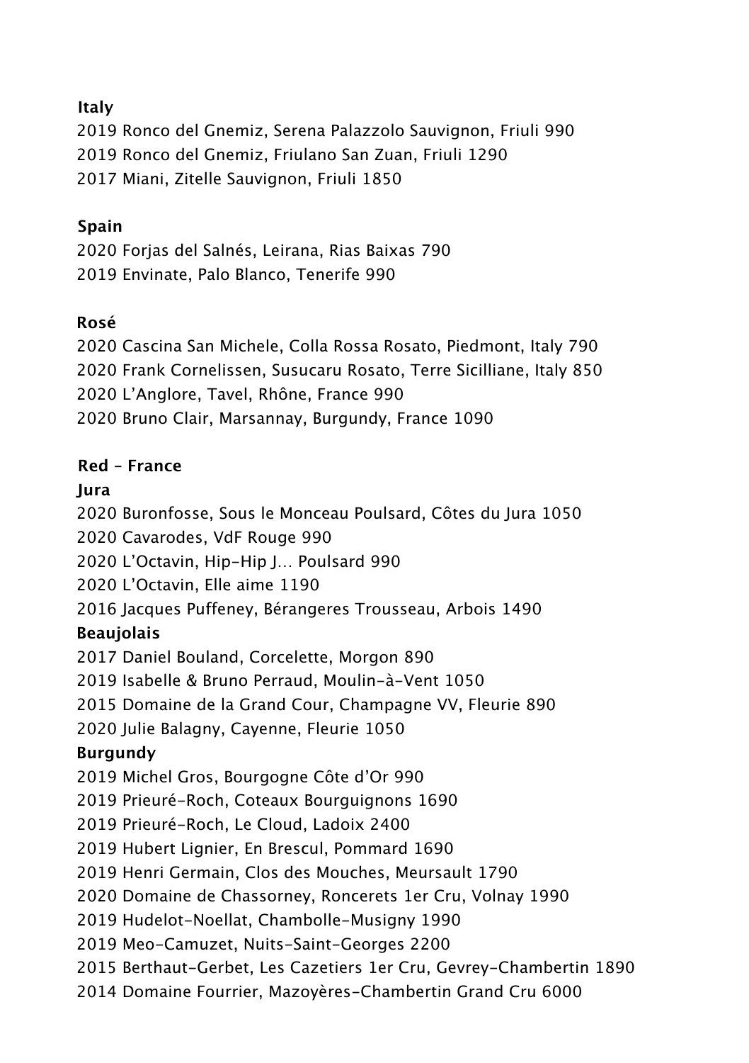**Italy**

2019 Ronco del Gnemiz, Serena Palazzolo Sauvignon, Friuli 990
2019 Ronco del Gnemiz, Friulano San Zuan, Friuli 1290
2017 Miani, Zitelle Sauvignon, Friuli 1850

**Spain**

2020 Forjas del Salnés, Leirana, Rias Baixas 790
2019 Envinate, Palo Blanco, Tenerife 990

**Rosé**

2020 Cascina San Michele, Colla Rossa Rosato, Piedmont, Italy 790
2020 Frank Cornelissen, Susucaru Rosato, Terre Sicilliane, Italy 850
2020 L'Anglore, Tavel, Rhône, France 990
2020 Bruno Clair, Marsannay, Burgundy, France 1090

**Red – France**

**Jura**

2020 Buronfosse, Sous le Monceau Poulsard, Côtes du Jura 1050
2020 Cavarodes, VdF Rouge 990
2020 L'Octavin, Hip-Hip J… Poulsard 990
2020 L'Octavin, Elle aime 1190
2016 Jacques Puffeney, Bérangeres Trousseau, Arbois 1490

**Beaujolais**

2017 Daniel Bouland, Corcelette, Morgon 890
2019 Isabelle & Bruno Perraud, Moulin-à-Vent 1050
2015 Domaine de la Grand Cour, Champagne VV, Fleurie 890
2020 Julie Balagny, Cayenne, Fleurie 1050

**Burgundy**

2019 Michel Gros, Bourgogne Côte d'Or 990
2019 Prieuré-Roch, Coteaux Bourguignons 1690
2019 Prieuré-Roch, Le Cloud, Ladoix 2400
2019 Hubert Lignier, En Brescul, Pommard 1690
2019 Henri Germain, Clos des Mouches, Meursault 1790
2020 Domaine de Chassorney, Roncerets 1er Cru, Volnay 1990
2019 Hudelot-Noellat, Chambolle-Musigny 1990
2019 Meo-Camuzet, Nuits-Saint-Georges 2200
2015 Berthaut-Gerbet, Les Cazetiers 1er Cru, Gevrey-Chambertin 1890
2014 Domaine Fourrier, Mazoyères-Chambertin Grand Cru 6000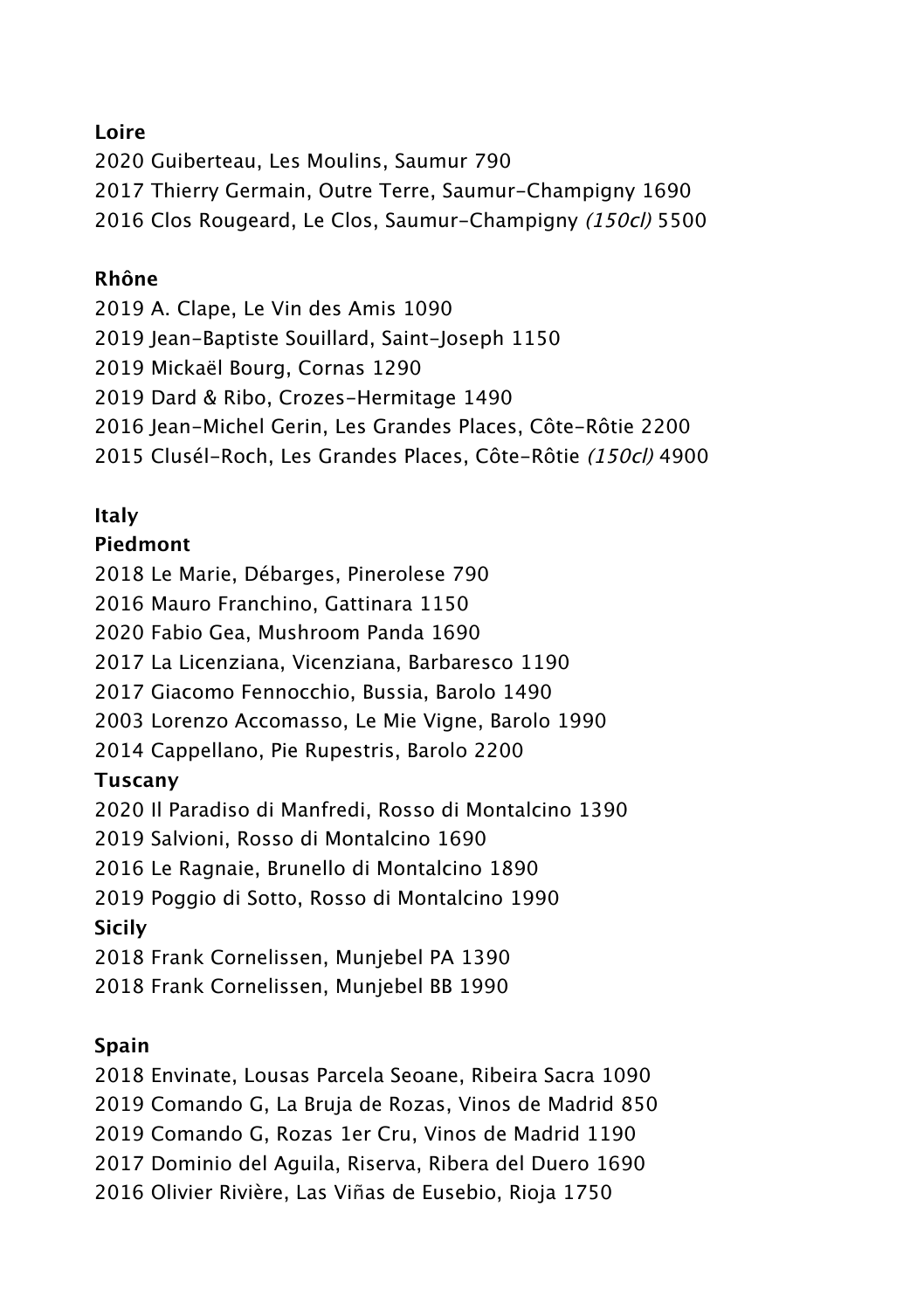**Loire**

2020 Guiberteau, Les Moulins, Saumur 790
2017 Thierry Germain, Outre Terre, Saumur-Champigny 1690
2016 Clos Rougeard, Le Clos, Saumur-Champigny *(150cl)* 5500

**Rhône**

2019 A. Clape, Le Vin des Amis 1090
2019 Jean-Baptiste Souillard, Saint-Joseph 1150
2019 Mickaël Bourg, Cornas 1290
2019 Dard & Ribo, Crozes-Hermitage 1490
2016 Jean-Michel Gerin, Les Grandes Places, Côte-Rôtie 2200
2015 Clusél-Roch, Les Grandes Places, Côte-Rôtie *(150cl)* 4900

**Italy**

**Piedmont**

2018 Le Marie, Débarges, Pinerolese 790
2016 Mauro Franchino, Gattinara 1150
2020 Fabio Gea, Mushroom Panda 1690
2017 La Licenziana, Vicenziana, Barbaresco 1190
2017 Giacomo Fennocchio, Bussia, Barolo 1490
2003 Lorenzo Accomasso, Le Mie Vigne, Barolo 1990
2014 Cappellano, Pie Rupestris, Barolo 2200

**Tuscany**

2020 Il Paradiso di Manfredi, Rosso di Montalcino 1390
2019 Salvioni, Rosso di Montalcino 1690
2016 Le Ragnaie, Brunello di Montalcino 1890
2019 Poggio di Sotto, Rosso di Montalcino 1990

**Sicily**

2018 Frank Cornelissen, Munjebel PA 1390
2018 Frank Cornelissen, Munjebel BB 1990

**Spain**

2018 Envinate, Lousas Parcela Seoane, Ribeira Sacra 1090
2019 Comando G, La Bruja de Rozas, Vinos de Madrid 850
2019 Comando G, Rozas 1er Cru, Vinos de Madrid 1190
2017 Dominio del Aguila, Riserva, Ribera del Duero 1690
2016 Olivier Rivière, Las Viñas de Eusebio, Rioja 1750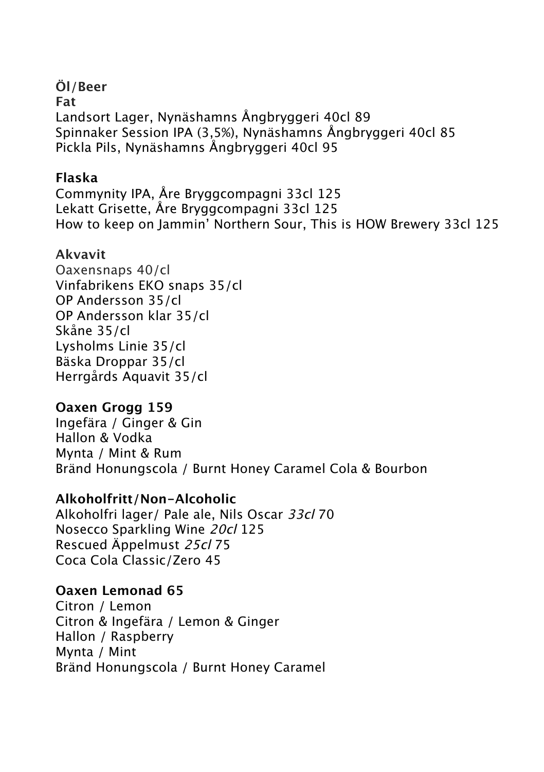## Öl/Beer

**Fat**

Landsort Lager, Nynäshamns Ångbryggeri 40cl 89
Spinnaker Session IPA (3,5%), Nynäshamns Ångbryggeri 40cl 85
Pickla Pils, Nynäshamns Ångbryggeri 40cl 95

**Flaska**

Commynity IPA, Åre Bryggcompagni 33cl 125
Lekatt Grisette, Åre Bryggcompagni 33cl 125
How to keep on Jammin' Northern Sour, This is HOW Brewery 33cl 125

## Akvavit

Oaxensnaps 40/cl
Vinfabrikens EKO snaps 35/cl
OP Andersson 35/cl
OP Andersson klar 35/cl
Skåne 35/cl
Lysholms Linie 35/cl
Bäska Droppar 35/cl
Herrgårds Aquavit 35/cl

## Oaxen Grogg 159

Ingefära / Ginger & Gin
Hallon & Vodka
Mynta / Mint & Rum
Bränd Honungscola / Burnt Honey Caramel Cola & Bourbon

## Alkoholfritt/Non-Alcoholic

Alkoholfri lager/ Pale ale, Nils Oscar *33cl* 70
Nosecco Sparkling Wine *20cl* 125
Rescued Äppelmust *25cl* 75
Coca Cola Classic/Zero 45

## Oaxen Lemonad 65

Citron / Lemon
Citron & Ingefära / Lemon & Ginger
Hallon / Raspberry
Mynta / Mint
Bränd Honungscola / Burnt Honey Caramel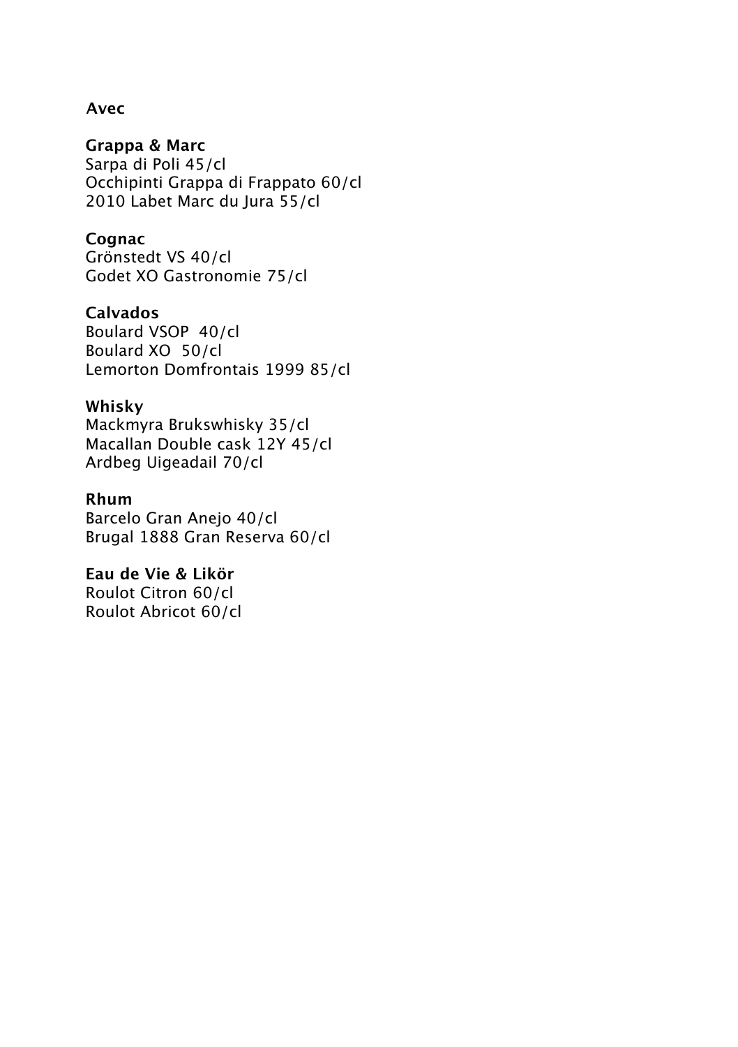**Avec**

**Grappa & Marc**
Sarpa di Poli 45/cl
Occhipinti Grappa di Frappato 60/cl
2010 Labet Marc du Jura 55/cl

**Cognac**
Grönstedt VS 40/cl
Godet XO Gastronomie 75/cl

**Calvados**
Boulard VSOP 40/cl
Boulard XO 50/cl
Lemorton Domfrontais 1999 85/cl

**Whisky**
Mackmyra Brukswhisky 35/cl
Macallan Double cask 12Y 45/cl
Ardbeg Uigeadail 70/cl

**Rhum**
Barcelo Gran Anejo 40/cl
Brugal 1888 Gran Reserva 60/cl

**Eau de Vie & Likör**
Roulot Citron 60/cl
Roulot Abricot 60/cl